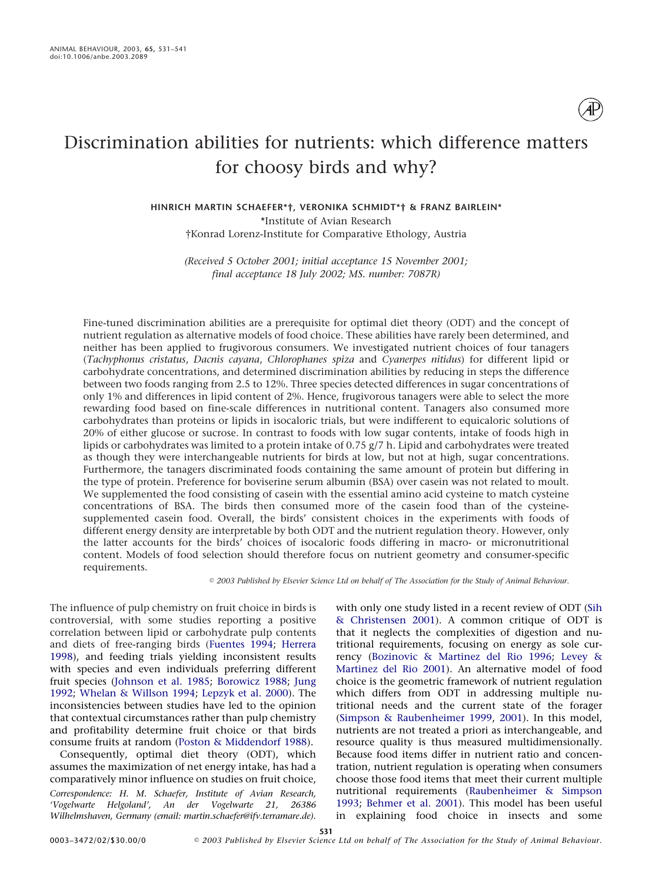# Discrimination abilities for nutrients: which difference matters for choosy birds and why?

**HINRICH MARTIN SCHAEFER\*†, VERONIKA SCHMIDT\*† & FRANZ BAIRLEIN\***

\*Institute of Avian Research
†Konrad Lorenz-Institute for Comparative Ethology, Austria

*(Received 5 October 2001; initial acceptance 15 November 2001; final acceptance 18 July 2002; MS. number: 7087R)*

Fine-tuned discrimination abilities are a prerequisite for optimal diet theory (ODT) and the concept of nutrient regulation as alternative models of food choice. These abilities have rarely been determined, and neither has been applied to frugivorous consumers. We investigated nutrient choices of four tanagers (*Tachyphonus cristatus*, *Dacnis cayana*, *Chlorophanes spiza* and *Cyanerpes nitidus*) for different lipid or carbohydrate concentrations, and determined discrimination abilities by reducing in steps the difference between two foods ranging from 2.5 to 12%. Three species detected differences in sugar concentrations of only 1% and differences in lipid content of 2%. Hence, frugivorous tanagers were able to select the more rewarding food based on fine-scale differences in nutritional content. Tanagers also consumed more carbohydrates than proteins or lipids in isocaloric trials, but were indifferent to equicaloric solutions of 20% of either glucose or sucrose. In contrast to foods with low sugar contents, intake of foods high in lipids or carbohydrates was limited to a protein intake of 0.75 g/7 h. Lipid and carbohydrates were treated as though they were interchangeable nutrients for birds at low, but not at high, sugar concentrations. Furthermore, the tanagers discriminated foods containing the same amount of protein but differing in the type of protein. Preference for boviserine serum albumin (BSA) over casein was not related to moult. We supplemented the food consisting of casein with the essential amino acid cysteine to match cysteine concentrations of BSA. The birds then consumed more of the casein food than of the cysteine-supplemented casein food. Overall, the birds' consistent choices in the experiments with foods of different energy density are interpretable by both ODT and the nutrient regulation theory. However, only the latter accounts for the birds' choices of isocaloric foods differing in macro- or micronutritional content. Models of food selection should therefore focus on nutrient geometry and consumer-specific requirements.

© 2003 Published by Elsevier Science Ltd on behalf of The Association for the Study of Animal Behaviour.

The influence of pulp chemistry on fruit choice in birds is controversial, with some studies reporting a positive correlation between lipid or carbohydrate pulp contents and diets of free-ranging birds (Fuentes 1994; Herrera 1998), and feeding trials yielding inconsistent results with species and even individuals preferring different fruit species (Johnson et al. 1985; Borowicz 1988; Jung 1992; Whelan & Willson 1994; Lepzyk et al. 2000). The inconsistencies between studies have led to the opinion that contextual circumstances rather than pulp chemistry and profitability determine fruit choice or that birds consume fruits at random (Poston & Middendorf 1988).

Consequently, optimal diet theory (ODT), which assumes the maximization of net energy intake, has had a comparatively minor influence on studies on fruit choice, with only one study listed in a recent review of ODT (Sih & Christensen 2001). A common critique of ODT is that it neglects the complexities of digestion and nutritional requirements, focusing on energy as sole currency (Bozinovic & Martinez del Rio 1996; Levey & Martinez del Rio 2001). An alternative model of food choice is the geometric framework of nutrient regulation which differs from ODT in addressing multiple nutritional needs and the current state of the forager (Simpson & Raubenheimer 1999, 2001). In this model, nutrients are not treated a priori as interchangeable, and resource quality is thus measured multidimensionally. Because food items differ in nutrient ratio and concentration, nutrient regulation is operating when consumers choose those food items that meet their current multiple nutritional requirements (Raubenheimer & Simpson 1993; Behmer et al. 2001). This model has been useful in explaining food choice in insects and some

*Correspondence: H. M. Schaefer, Institute of Avian Research, 'Vogelwarte Helgoland', An der Vogelwarte 21, 26386 Wilhelmshaven, Germany (email: martin.schaefer@ifv.terramare.de).*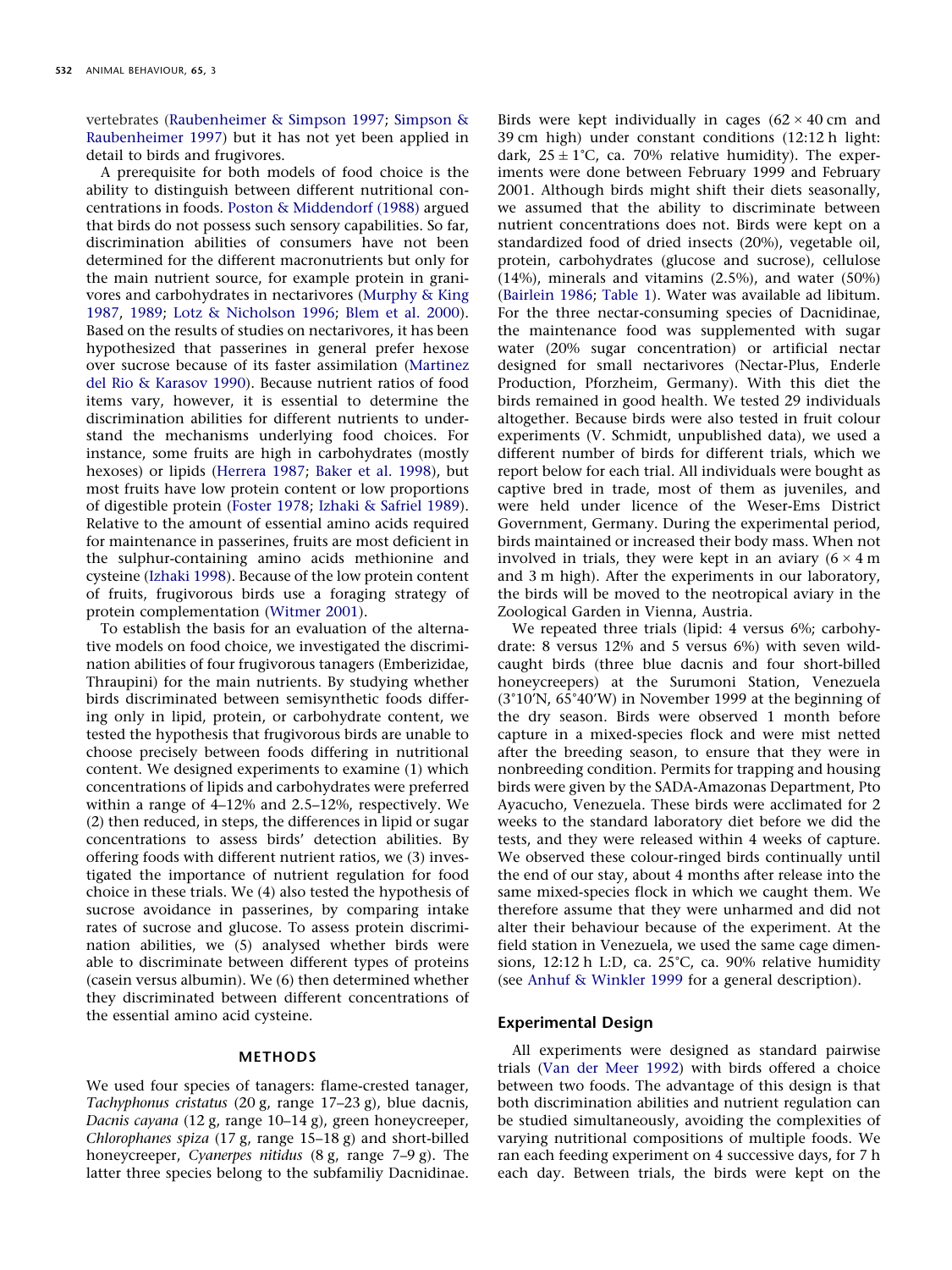vertebrates (Raubenheimer & Simpson 1997; Simpson & Raubenheimer 1997) but it has not yet been applied in detail to birds and frugivores.

A prerequisite for both models of food choice is the ability to distinguish between different nutritional concentrations in foods. Poston & Middendorf (1988) argued that birds do not possess such sensory capabilities. So far, discrimination abilities of consumers have not been determined for the different macronutrients but only for the main nutrient source, for example protein in granivores and carbohydrates in nectarivores (Murphy & King 1987, 1989; Lotz & Nicholson 1996; Blem et al. 2000). Based on the results of studies on nectarivores, it has been hypothesized that passerines in general prefer hexose over sucrose because of its faster assimilation (Martinez del Rio & Karasov 1990). Because nutrient ratios of food items vary, however, it is essential to determine the discrimination abilities for different nutrients to understand the mechanisms underlying food choices. For instance, some fruits are high in carbohydrates (mostly hexoses) or lipids (Herrera 1987; Baker et al. 1998), but most fruits have low protein content or low proportions of digestible protein (Foster 1978; Izhaki & Safriel 1989). Relative to the amount of essential amino acids required for maintenance in passerines, fruits are most deficient in the sulphur-containing amino acids methionine and cysteine (Izhaki 1998). Because of the low protein content of fruits, frugivorous birds use a foraging strategy of protein complementation (Witmer 2001).

To establish the basis for an evaluation of the alternative models on food choice, we investigated the discrimination abilities of four frugivorous tanagers (Emberizidae, Thraupini) for the main nutrients. By studying whether birds discriminated between semisynthetic foods differing only in lipid, protein, or carbohydrate content, we tested the hypothesis that frugivorous birds are unable to choose precisely between foods differing in nutritional content. We designed experiments to examine (1) which concentrations of lipids and carbohydrates were preferred within a range of 4–12% and 2.5–12%, respectively. We (2) then reduced, in steps, the differences in lipid or sugar concentrations to assess birds' detection abilities. By offering foods with different nutrient ratios, we (3) investigated the importance of nutrient regulation for food choice in these trials. We (4) also tested the hypothesis of sucrose avoidance in passerines, by comparing intake rates of sucrose and glucose. To assess protein discrimination abilities, we (5) analysed whether birds were able to discriminate between different types of proteins (casein versus albumin). We (6) then determined whether they discriminated between different concentrations of the essential amino acid cysteine.

## METHODS

We used four species of tanagers: flame-crested tanager, *Tachyphonus cristatus* (20 g, range 17–23 g), blue dacnis, *Dacnis cayana* (12 g, range 10–14 g), green honeycreeper, *Chlorophanes spiza* (17 g, range 15–18 g) and short-billed honeycreeper, *Cyanerpes nitidus* (8 g, range 7–9 g). The latter three species belong to the subfamiliy Dacnidinae. Birds were kept individually in cages (62 × 40 cm and 39 cm high) under constant conditions (12:12 h light: dark, 25 ± 1°C, ca. 70% relative humidity). The experiments were done between February 1999 and February 2001. Although birds might shift their diets seasonally, we assumed that the ability to discriminate between nutrient concentrations does not. Birds were kept on a standardized food of dried insects (20%), vegetable oil, protein, carbohydrates (glucose and sucrose), cellulose (14%), minerals and vitamins (2.5%), and water (50%) (Bairlein 1986; Table 1). Water was available ad libitum. For the three nectar-consuming species of Dacnidinae, the maintenance food was supplemented with sugar water (20% sugar concentration) or artificial nectar designed for small nectarivores (Nectar-Plus, Enderle Production, Pforzheim, Germany). With this diet the birds remained in good health. We tested 29 individuals altogether. Because birds were also tested in fruit colour experiments (V. Schmidt, unpublished data), we used a different number of birds for different trials, which we report below for each trial. All individuals were bought as captive bred in trade, most of them as juveniles, and were held under licence of the Weser-Ems District Government, Germany. During the experimental period, birds maintained or increased their body mass. When not involved in trials, they were kept in an aviary (6 × 4 m and 3 m high). After the experiments in our laboratory, the birds will be moved to the neotropical aviary in the Zoological Garden in Vienna, Austria.

We repeated three trials (lipid: 4 versus 6%; carbohydrate: 8 versus 12% and 5 versus 6%) with seven wild-caught birds (three blue dacnis and four short-billed honeycreepers) at the Surumoni Station, Venezuela (3°10′N, 65°40′W) in November 1999 at the beginning of the dry season. Birds were observed 1 month before capture in a mixed-species flock and were mist netted after the breeding season, to ensure that they were in nonbreeding condition. Permits for trapping and housing birds were given by the SADA-Amazonas Department, Pto Ayacucho, Venezuela. These birds were acclimated for 2 weeks to the standard laboratory diet before we did the tests, and they were released within 4 weeks of capture. We observed these colour-ringed birds continually until the end of our stay, about 4 months after release into the same mixed-species flock in which we caught them. We therefore assume that they were unharmed and did not alter their behaviour because of the experiment. At the field station in Venezuela, we used the same cage dimensions, 12:12 h L:D, ca. 25°C, ca. 90% relative humidity (see Anhuf & Winkler 1999 for a general description).

### Experimental Design

All experiments were designed as standard pairwise trials (Van der Meer 1992) with birds offered a choice between two foods. The advantage of this design is that both discrimination abilities and nutrient regulation can be studied simultaneously, avoiding the complexities of varying nutritional compositions of multiple foods. We ran each feeding experiment on 4 successive days, for 7 h each day. Between trials, the birds were kept on the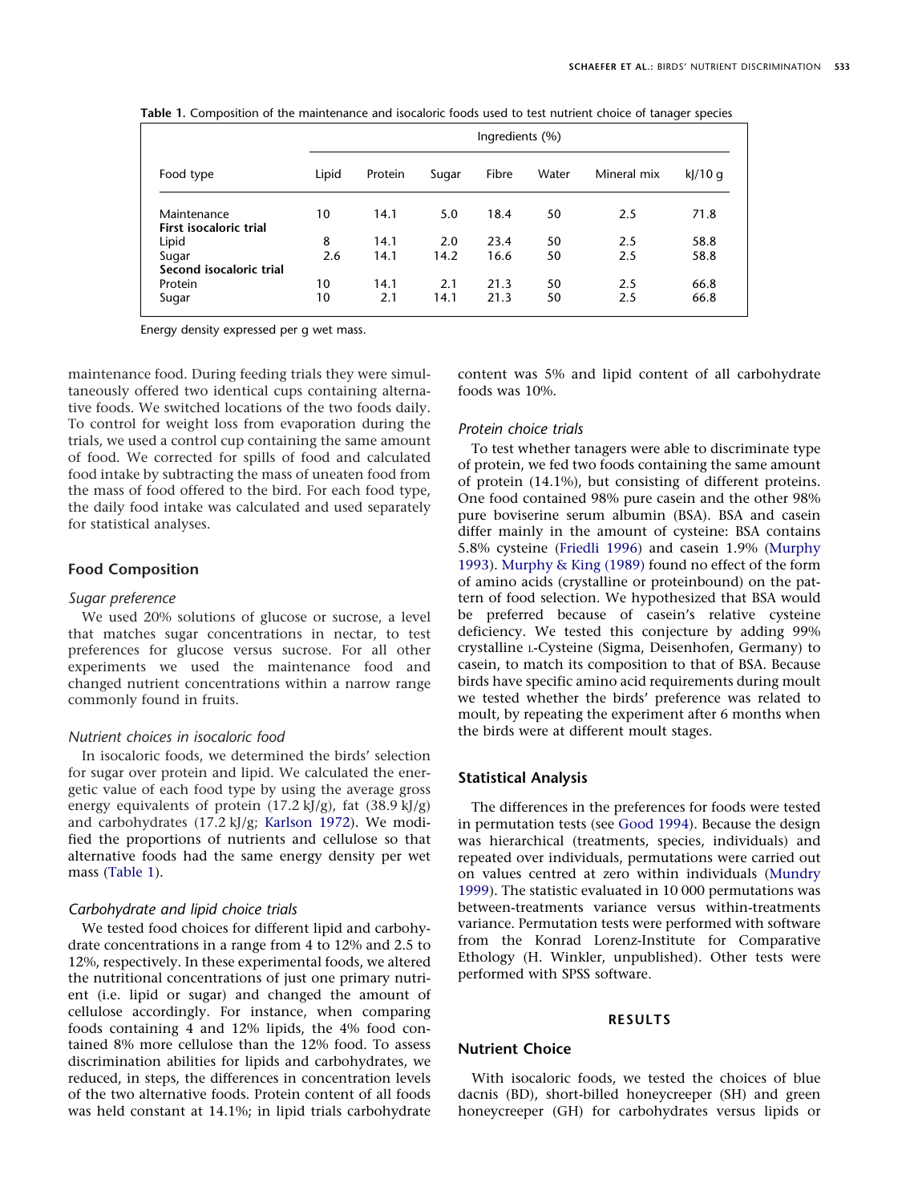**Table 1.** Composition of the maintenance and isocaloric foods used to test nutrient choice of tanager species

| Food type | Ingredients (%) | | | | | | |
|---|---|---|---|---|---|---|---|
| | Lipid | Protein | Sugar | Fibre | Water | Mineral mix | kJ/10 g |
| Maintenance | 10 | 14.1 | 5.0 | 18.4 | 50 | 2.5 | 71.8 |
| **First isocaloric trial** | | | | | | | |
| Lipid | 8 | 14.1 | 2.0 | 23.4 | 50 | 2.5 | 58.8 |
| Sugar | 2.6 | 14.1 | 14.2 | 16.6 | 50 | 2.5 | 58.8 |
| **Second isocaloric trial** | | | | | | | |
| Protein | 10 | 14.1 | 2.1 | 21.3 | 50 | 2.5 | 66.8 |
| Sugar | 10 | 2.1 | 14.1 | 21.3 | 50 | 2.5 | 66.8 |

Energy density expressed per g wet mass.

maintenance food. During feeding trials they were simultaneously offered two identical cups containing alternative foods. We switched locations of the two foods daily. To control for weight loss from evaporation during the trials, we used a control cup containing the same amount of food. We corrected for spills of food and calculated food intake by subtracting the mass of uneaten food from the mass of food offered to the bird. For each food type, the daily food intake was calculated and used separately for statistical analyses.

## Food Composition

### *Sugar preference*

We used 20% solutions of glucose or sucrose, a level that matches sugar concentrations in nectar, to test preferences for glucose versus sucrose. For all other experiments we used the maintenance food and changed nutrient concentrations within a narrow range commonly found in fruits.

### *Nutrient choices in isocaloric food*

In isocaloric foods, we determined the birds' selection for sugar over protein and lipid. We calculated the energetic value of each food type by using the average gross energy equivalents of protein (17.2 kJ/g), fat (38.9 kJ/g) and carbohydrates (17.2 kJ/g; Karlson 1972). We modified the proportions of nutrients and cellulose so that alternative foods had the same energy density per wet mass (Table 1).

### *Carbohydrate and lipid choice trials*

We tested food choices for different lipid and carbohydrate concentrations in a range from 4 to 12% and 2.5 to 12%, respectively. In these experimental foods, we altered the nutritional concentrations of just one primary nutrient (i.e. lipid or sugar) and changed the amount of cellulose accordingly. For instance, when comparing foods containing 4 and 12% lipids, the 4% food contained 8% more cellulose than the 12% food. To assess discrimination abilities for lipids and carbohydrates, we reduced, in steps, the differences in concentration levels of the two alternative foods. Protein content of all foods was held constant at 14.1%; in lipid trials carbohydrate content was 5% and lipid content of all carbohydrate foods was 10%.

### *Protein choice trials*

To test whether tanagers were able to discriminate type of protein, we fed two foods containing the same amount of protein (14.1%), but consisting of different proteins. One food contained 98% pure casein and the other 98% pure boviserine serum albumin (BSA). BSA and casein differ mainly in the amount of cysteine: BSA contains 5.8% cysteine (Friedli 1996) and casein 1.9% (Murphy 1993). Murphy & King (1989) found no effect of the form of amino acids (crystalline or proteinbound) on the pattern of food selection. We hypothesized that BSA would be preferred because of casein's relative cysteine deficiency. We tested this conjecture by adding 99% crystalline L-Cysteine (Sigma, Deisenhofen, Germany) to casein, to match its composition to that of BSA. Because birds have specific amino acid requirements during moult we tested whether the birds' preference was related to moult, by repeating the experiment after 6 months when the birds were at different moult stages.

## Statistical Analysis

The differences in the preferences for foods were tested in permutation tests (see Good 1994). Because the design was hierarchical (treatments, species, individuals) and repeated over individuals, permutations were carried out on values centred at zero within individuals (Mundry 1999). The statistic evaluated in 10 000 permutations was between-treatments variance versus within-treatments variance. Permutation tests were performed with software from the Konrad Lorenz-Institute for Comparative Ethology (H. Winkler, unpublished). Other tests were performed with SPSS software.

# RESULTS

## Nutrient Choice

With isocaloric foods, we tested the choices of blue dacnis (BD), short-billed honeycreeper (SH) and green honeycreeper (GH) for carbohydrates versus lipids or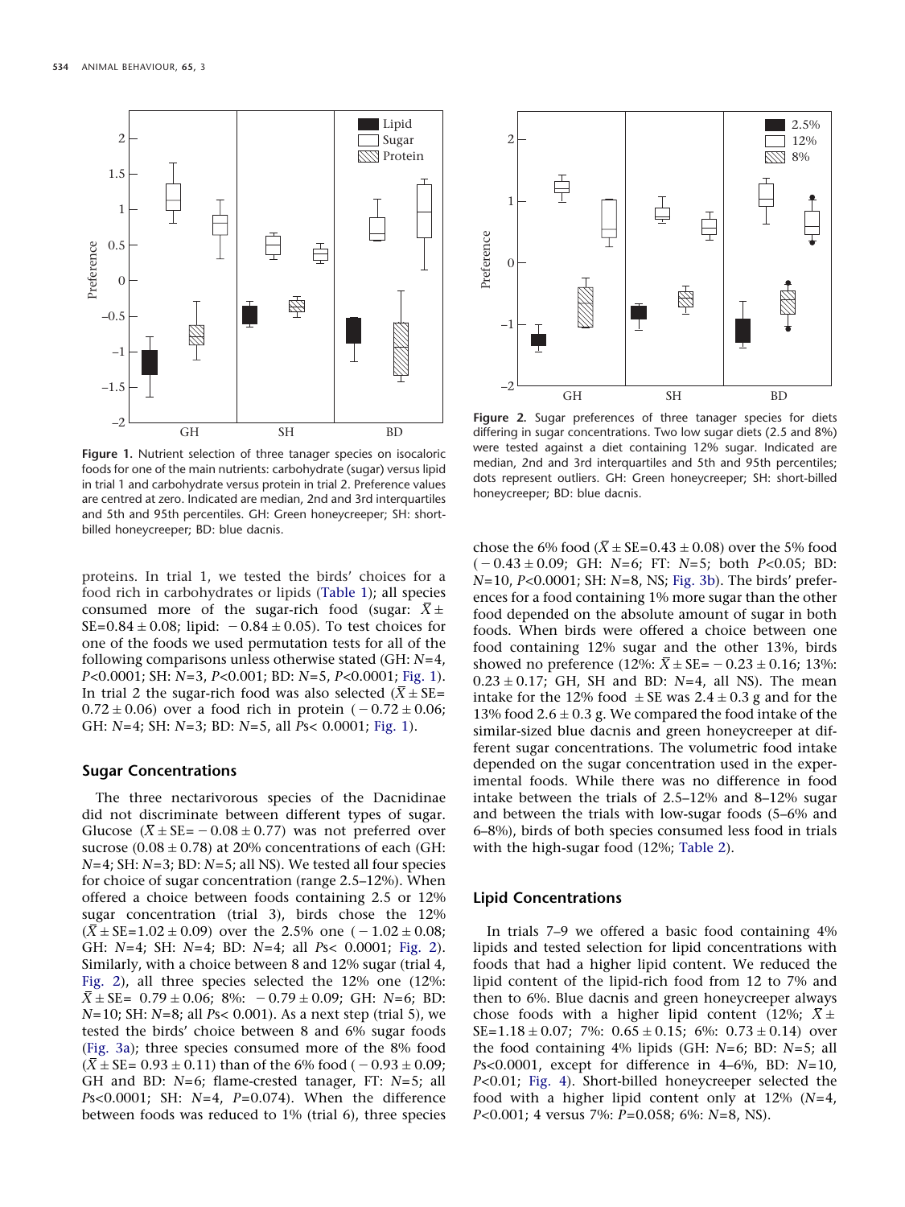Figure 1. Nutrient selection of three tanager species on isocaloric foods for one of the main nutrients: carbohydrate (sugar) versus lipid in trial 1 and carbohydrate versus protein in trial 2. Preference values are centred at zero. Indicated are median, 2nd and 3rd interquartiles and 5th and 95th percentiles. GH: Green honeycreeper; SH: short-billed honeycreeper; BD: blue dacnis.

Figure 2. Sugar preferences of three tanager species for diets differing in sugar concentrations. Two low sugar diets (2.5 and 8%) were tested against a diet containing 12% sugar. Indicated are median, 2nd and 3rd interquartiles and 5th and 95th percentiles; dots represent outliers. GH: Green honeycreeper; SH: short-billed honeycreeper; BD: blue dacnis.

proteins. In trial 1, we tested the birds' choices for a food rich in carbohydrates or lipids (Table 1); all species consumed more of the sugar-rich food (sugar: $\bar{X} \pm$ SE$=0.84 \pm 0.08$; lipid: $-0.84 \pm 0.05$). To test choices for one of the foods we used permutation tests for all of the following comparisons unless otherwise stated (GH: $N$=4, $P$<0.0001; SH: $N$=3, $P$<0.001; BD: $N$=5, $P$<0.0001; Fig. 1). In trial 2 the sugar-rich food was also selected ($\bar{X} \pm$ SE= $0.72 \pm 0.06$) over a food rich in protein ($-0.72 \pm 0.06$; GH: $N$=4; SH: $N$=3; BD: $N$=5, all $P$s< 0.0001; Fig. 1).

### Sugar Concentrations

The three nectarivorous species of the Dacnidinae did not discriminate between different types of sugar. Glucose ($\bar{X} \pm$ SE$=-0.08 \pm 0.77$) was not preferred over sucrose ($0.08 \pm 0.78$) at 20% concentrations of each (GH: $N$=4; SH: $N$=3; BD: $N$=5; all NS). We tested all four species for choice of sugar concentration (range 2.5–12%). When offered a choice between foods containing 2.5 or 12% sugar concentration (trial 3), birds chose the 12% ($\bar{X} \pm$ SE$=1.02 \pm 0.09$) over the 2.5% one ($-1.02 \pm 0.08$; GH: $N$=4; SH: $N$=4; BD: $N$=4; all $P$s< 0.0001; Fig. 2). Similarly, with a choice between 8 and 12% sugar (trial 4, Fig. 2), all three species selected the 12% one (12%: $\bar{X} \pm$ SE= $0.79 \pm 0.06$; 8%: $-0.79 \pm 0.09$; GH: $N$=6; BD: $N$=10; SH: $N$=8; all $P$s< 0.001). As a next step (trial 5), we tested the birds' choice between 8 and 6% sugar foods (Fig. 3a); three species consumed more of the 8% food ($\bar{X} \pm$ SE= $0.93 \pm 0.11$) than of the 6% food ($-0.93 \pm 0.09$; GH and BD: $N$=6; flame-crested tanager, FT: $N$=5; all $P$s<0.0001; SH: $N$=4, $P$=0.074). When the difference between foods was reduced to 1% (trial 6), three species chose the 6% food ($\bar{X} \pm$ SE$=0.43 \pm 0.08$) over the 5% food ($-0.43 \pm 0.09$; GH: $N$=6; FT: $N$=5; both $P$<0.05; BD: $N$=10, $P$<0.0001; SH: $N$=8, NS; Fig. 3b). The birds' preferences for a food containing 1% more sugar than the other food depended on the absolute amount of sugar in both foods. When birds were offered a choice between one food containing 12% sugar and the other 13%, birds showed no preference (12%: $\bar{X} \pm$ SE$=-0.23 \pm 0.16$; 13%: $0.23 \pm 0.17$; GH, SH and BD: $N$=4, all NS). The mean intake for the 12% food $\pm$ SE was $2.4 \pm 0.3$ g and for the 13% food $2.6 \pm 0.3$ g. We compared the food intake of the similar-sized blue dacnis and green honeycreeper at different sugar concentrations. The volumetric food intake depended on the sugar concentration used in the experimental foods. While there was no difference in food intake between the trials of 2.5–12% and 8–12% sugar and between the trials with low-sugar foods (5–6% and 6–8%), birds of both species consumed less food in trials with the high-sugar food (12%; Table 2).

### Lipid Concentrations

In trials 7–9 we offered a basic food containing 4% lipids and tested selection for lipid concentrations with foods that had a higher lipid content. We reduced the lipid content of the lipid-rich food from 12 to 7% and then to 6%. Blue dacnis and green honeycreeper always chose foods with a higher lipid content (12%; $\bar{X} \pm$ SE$=1.18 \pm 0.07$; 7%: $0.65 \pm 0.15$; 6%: $0.73 \pm 0.14$) over the food containing 4% lipids (GH: $N$=6; BD: $N$=5; all $P$s<0.0001, except for difference in 4–6%, BD: $N$=10, $P$<0.01; Fig. 4). Short-billed honeycreeper selected the food with a higher lipid content only at 12% ($N$=4, $P$<0.001; 4 versus 7%: $P$=0.058; 6%: $N$=8, NS).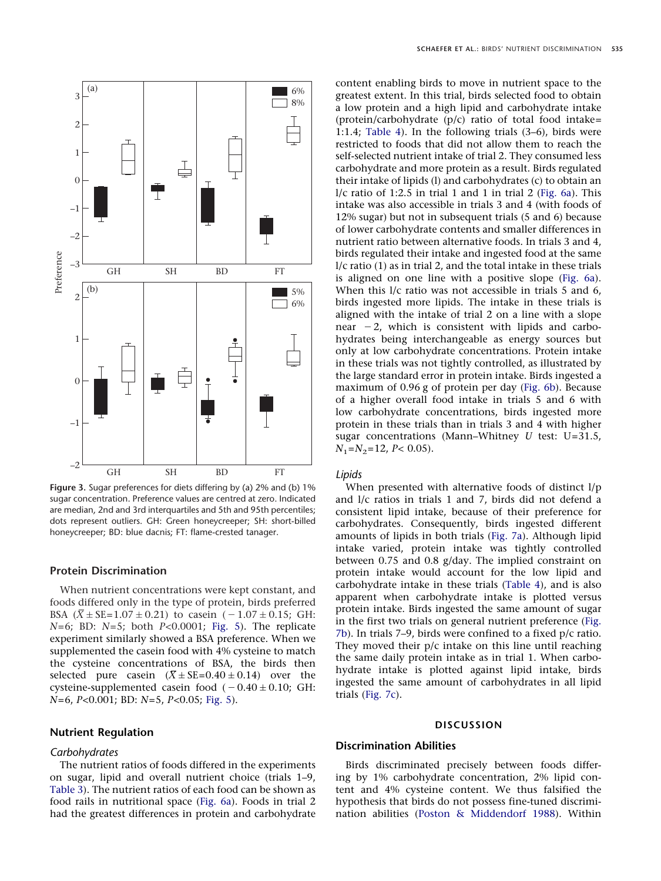Figure 3. Sugar preferences for diets differing by (a) 2% and (b) 1% sugar concentration. Preference values are centred at zero. Indicated are median, 2nd and 3rd interquartiles and 5th and 95th percentiles; dots represent outliers. GH: Green honeycreeper; SH: short-billed honeycreeper; BD: blue dacnis; FT: flame-crested tanager.

## Protein Discrimination

When nutrient concentrations were kept constant, and foods differed only in the type of protein, birds preferred BSA ($\bar{X} \pm SE = 1.07 \pm 0.21$) to casein ($-1.07 \pm 0.15$; GH: $N=6$; BD: $N=5$; both $P<0.0001$; Fig. 5). The replicate experiment similarly showed a BSA preference. When we supplemented the casein food with 4% cysteine to match the cysteine concentrations of BSA, the birds then selected pure casein ($\bar{X} \pm SE = 0.40 \pm 0.14$) over the cysteine-supplemented casein food ($-0.40 \pm 0.10$; GH: $N=6$, $P<0.001$; BD: $N=5$, $P<0.05$; Fig. 5).

## Nutrient Regulation

### *Carbohydrates*

The nutrient ratios of foods differed in the experiments on sugar, lipid and overall nutrient choice (trials 1–9, Table 3). The nutrient ratios of each food can be shown as food rails in nutritional space (Fig. 6a). Foods in trial 2 had the greatest differences in protein and carbohydrate content enabling birds to move in nutrient space to the greatest extent. In this trial, birds selected food to obtain a low protein and a high lipid and carbohydrate intake (protein/carbohydrate (p/c) ratio of total food intake= 1:1.4; Table 4). In the following trials (3–6), birds were restricted to foods that did not allow them to reach the self-selected nutrient intake of trial 2. They consumed less carbohydrate and more protein as a result. Birds regulated their intake of lipids (l) and carbohydrates (c) to obtain an l/c ratio of 1:2.5 in trial 1 and 1 in trial 2 (Fig. 6a). This intake was also accessible in trials 3 and 4 (with foods of 12% sugar) but not in subsequent trials (5 and 6) because of lower carbohydrate contents and smaller differences in nutrient ratio between alternative foods. In trials 3 and 4, birds regulated their intake and ingested food at the same l/c ratio (1) as in trial 2, and the total intake in these trials is aligned on one line with a positive slope (Fig. 6a). When this l/c ratio was not accessible in trials 5 and 6, birds ingested more lipids. The intake in these trials is aligned with the intake of trial 2 on a line with a slope near $-2$, which is consistent with lipids and carbohydrates being interchangeable as energy sources but only at low carbohydrate concentrations. Protein intake in these trials was not tightly controlled, as illustrated by the large standard error in protein intake. Birds ingested a maximum of 0.96 g of protein per day (Fig. 6b). Because of a higher overall food intake in trials 5 and 6 with low carbohydrate concentrations, birds ingested more protein in these trials than in trials 3 and 4 with higher sugar concentrations (Mann–Whitney *U* test: U=31.5, $N_1=N_2=12$, $P<0.05$).

### *Lipids*

When presented with alternative foods of distinct l/p and l/c ratios in trials 1 and 7, birds did not defend a consistent lipid intake, because of their preference for carbohydrates. Consequently, birds ingested different amounts of lipids in both trials (Fig. 7a). Although lipid intake varied, protein intake was tightly controlled between 0.75 and 0.8 g/day. The implied constraint on protein intake would account for the low lipid and carbohydrate intake in these trials (Table 4), and is also apparent when carbohydrate intake is plotted versus protein intake. Birds ingested the same amount of sugar in the first two trials on general nutrient preference (Fig. 7b). In trials 7–9, birds were confined to a fixed p/c ratio. They moved their p/c intake on this line until reaching the same daily protein intake as in trial 1. When carbohydrate intake is plotted against lipid intake, birds ingested the same amount of carbohydrates in all lipid trials (Fig. 7c).

# DISCUSSION

## Discrimination Abilities

Birds discriminated precisely between foods differing by 1% carbohydrate concentration, 2% lipid content and 4% cysteine content. We thus falsified the hypothesis that birds do not possess fine-tuned discrimination abilities (Poston & Middendorf 1988). Within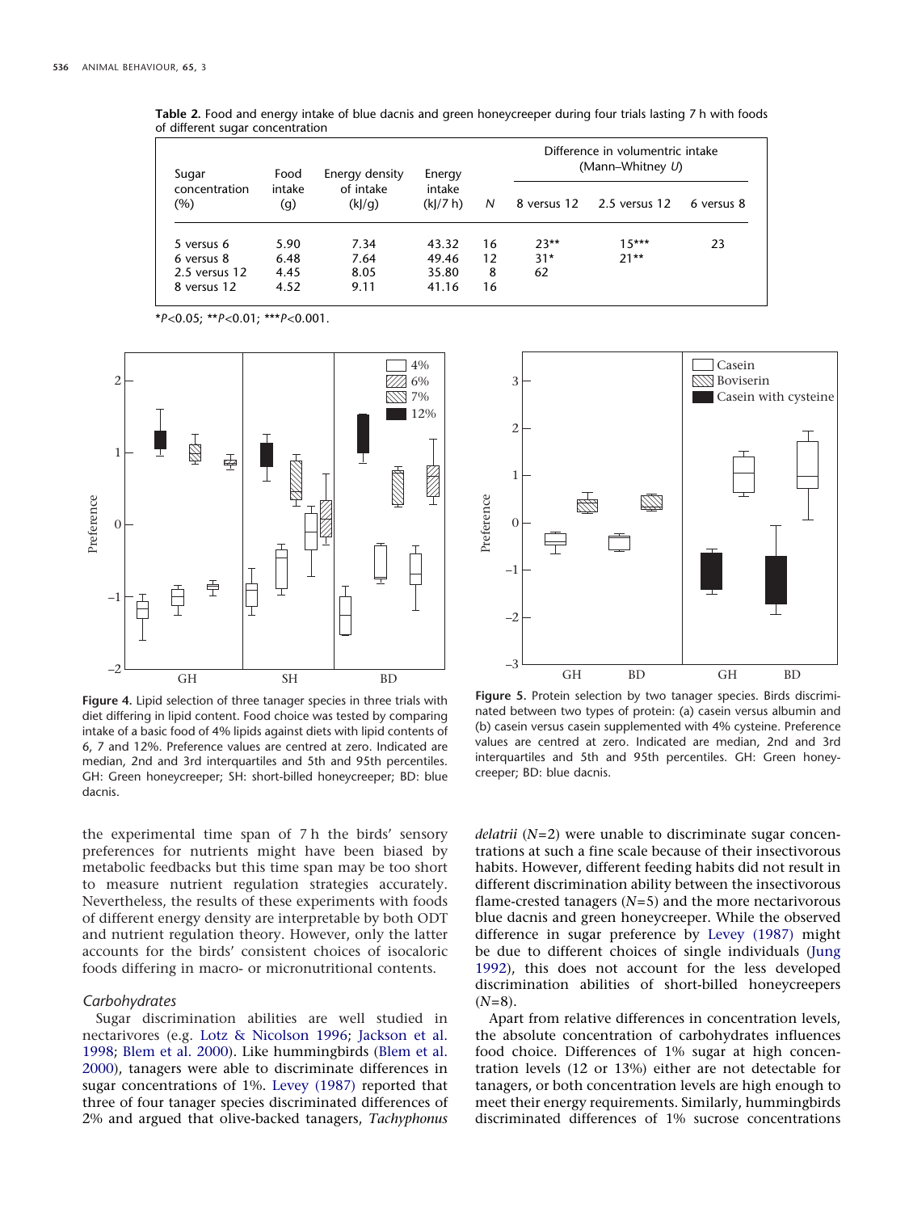**Table 2.** Food and energy intake of blue dacnis and green honeycreeper during four trials lasting 7 h with foods of different sugar concentration

| Sugar concentration (%) | Food intake (g) | Energy density of intake (kJ/g) | Energy intake (kJ/7 h) | *N* | Difference in volumentric intake (Mann–Whitney *U*) | | |
|---|---|---|---|---|---|---|---|
| | | | | | 8 versus 12 | 2.5 versus 12 | 6 versus 8 |
| 5 versus 6 | 5.90 | 7.34 | 43.32 | 16 | 23** | 15*** | 23 |
| 6 versus 8 | 6.48 | 7.64 | 49.46 | 12 | 31* | 21** | |
| 2.5 versus 12 | 4.45 | 8.05 | 35.80 | 8 | 62 | | |
| 8 versus 12 | 4.52 | 9.11 | 41.16 | 16 | | | |

**P*<0.05; ***P*<0.01; ****P*<0.001.

**Figure 4.** Lipid selection of three tanager species in three trials with diet differing in lipid content. Food choice was tested by comparing intake of a basic food of 4% lipids against diets with lipid contents of 6, 7 and 12%. Preference values are centred at zero. Indicated are median, 2nd and 3rd interquartiles and 5th and 95th percentiles. GH: Green honeycreeper; SH: short-billed honeycreeper; BD: blue dacnis.

**Figure 5.** Protein selection by two tanager species. Birds discriminated between two types of protein: (a) casein versus albumin and (b) casein versus casein supplemented with 4% cysteine. Preference values are centred at zero. Indicated are median, 2nd and 3rd interquartiles and 5th and 95th percentiles. GH: Green honeycreeper; BD: blue dacnis.

the experimental time span of 7 h the birds' sensory preferences for nutrients might have been biased by metabolic feedbacks but this time span may be too short to measure nutrient regulation strategies accurately. Nevertheless, the results of these experiments with foods of different energy density are interpretable by both ODT and nutrient regulation theory. However, only the latter accounts for the birds' consistent choices of isocaloric foods differing in macro- or micronutritional contents.

### *Carbohydrates*

Sugar discrimination abilities are well studied in nectarivores (e.g. Lotz & Nicolson 1996; Jackson et al. 1998; Blem et al. 2000). Like hummingbirds (Blem et al. 2000), tanagers were able to discriminate differences in sugar concentrations of 1%. Levey (1987) reported that three of four tanager species discriminated differences of 2% and argued that olive-backed tanagers, *Tachyphonus delatrii* (*N*=2) were unable to discriminate sugar concentrations at such a fine scale because of their insectivorous habits. However, different feeding habits did not result in different discrimination ability between the insectivorous flame-crested tanagers (*N*=5) and the more nectarivorous blue dacnis and green honeycreeper. While the observed difference in sugar preference by Levey (1987) might be due to different choices of single individuals (Jung 1992), this does not account for the less developed discrimination abilities of short-billed honeycreepers (*N*=8).

Apart from relative differences in concentration levels, the absolute concentration of carbohydrates influences food choice. Differences of 1% sugar at high concentration levels (12 or 13%) either are not detectable for tanagers, or both concentration levels are high enough to meet their energy requirements. Similarly, hummingbirds discriminated differences of 1% sucrose concentrations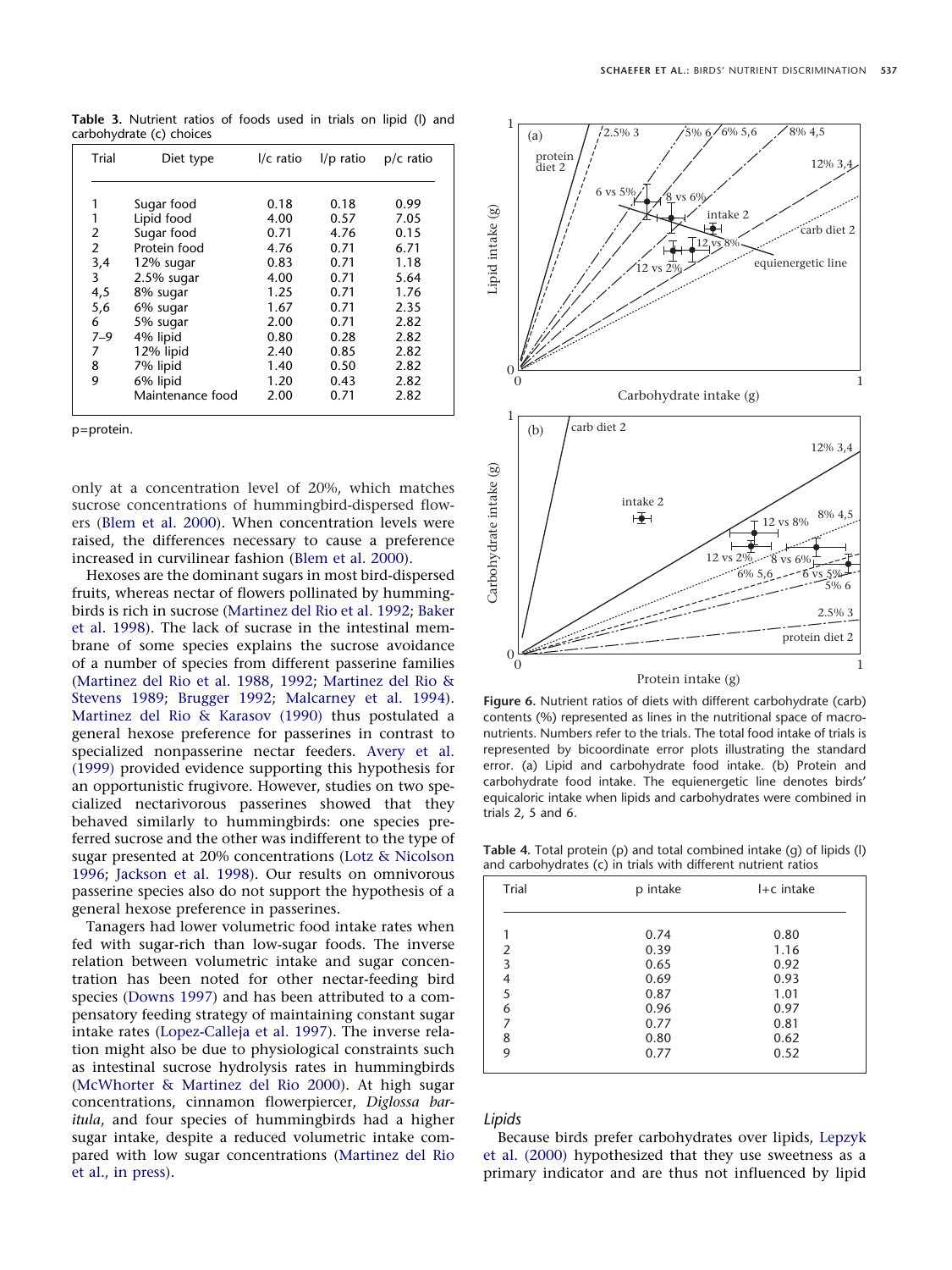**Table 3.** Nutrient ratios of foods used in trials on lipid (l) and carbohydrate (c) choices

| Trial | Diet type | l/c ratio | l/p ratio | p/c ratio |
|---|---|---|---|---|
| 1 | Sugar food | 0.18 | 0.18 | 0.99 |
| 1 | Lipid food | 4.00 | 0.57 | 7.05 |
| 2 | Sugar food | 0.71 | 4.76 | 0.15 |
| 2 | Protein food | 4.76 | 0.71 | 6.71 |
| 3,4 | 12% sugar | 0.83 | 0.71 | 1.18 |
| 3 | 2.5% sugar | 4.00 | 0.71 | 5.64 |
| 4,5 | 8% sugar | 1.25 | 0.71 | 1.76 |
| 5,6 | 6% sugar | 1.67 | 0.71 | 2.35 |
| 6 | 5% sugar | 2.00 | 0.71 | 2.82 |
| 7–9 | 4% lipid | 0.80 | 0.28 | 2.82 |
| 7 | 12% lipid | 2.40 | 0.85 | 2.82 |
| 8 | 7% lipid | 1.40 | 0.50 | 2.82 |
| 9 | 6% lipid | 1.20 | 0.43 | 2.82 |
| | Maintenance food | 2.00 | 0.71 | 2.82 |

p=protein.

only at a concentration level of 20%, which matches sucrose concentrations of hummingbird-dispersed flowers (Blem et al. 2000). When concentration levels were raised, the differences necessary to cause a preference increased in curvilinear fashion (Blem et al. 2000).

Hexoses are the dominant sugars in most bird-dispersed fruits, whereas nectar of flowers pollinated by hummingbirds is rich in sucrose (Martinez del Rio et al. 1992; Baker et al. 1998). The lack of sucrase in the intestinal membrane of some species explains the sucrose avoidance of a number of species from different passerine families (Martinez del Rio et al. 1988, 1992; Martinez del Rio & Stevens 1989; Brugger 1992; Malcarney et al. 1994). Martinez del Rio & Karasov (1990) thus postulated a general hexose preference for passerines in contrast to specialized nonpasserine nectar feeders. Avery et al. (1999) provided evidence supporting this hypothesis for an opportunistic frugivore. However, studies on two specialized nectarivorous passerines showed that they behaved similarly to hummingbirds: one species preferred sucrose and the other was indifferent to the type of sugar presented at 20% concentrations (Lotz & Nicolson 1996; Jackson et al. 1998). Our results on omnivorous passerine species also do not support the hypothesis of a general hexose preference in passerines.

Tanagers had lower volumetric food intake rates when fed with sugar-rich than low-sugar foods. The inverse relation between volumetric intake and sugar concentration has been noted for other nectar-feeding bird species (Downs 1997) and has been attributed to a compensatory feeding strategy of maintaining constant sugar intake rates (Lopez-Calleja et al. 1997). The inverse relation might also be due to physiological constraints such as intestinal sucrose hydrolysis rates in hummingbirds (McWhorter & Martinez del Rio 2000). At high sugar concentrations, cinnamon flowerpiercer, *Diglossa baritula*, and four species of hummingbirds had a higher sugar intake, despite a reduced volumetric intake compared with low sugar concentrations (Martinez del Rio et al., in press).

**Figure 6.** Nutrient ratios of diets with different carbohydrate (carb) contents (%) represented as lines in the nutritional space of macronutrients. Numbers refer to the trials. The total food intake of trials is represented by bicoordinate error plots illustrating the standard error. (a) Lipid and carbohydrate food intake. (b) Protein and carbohydrate food intake. The equienergetic line denotes birds' equicaloric intake when lipids and carbohydrates were combined in trials 2, 5 and 6.

**Table 4.** Total protein (p) and total combined intake (g) of lipids (l) and carbohydrates (c) in trials with different nutrient ratios

| Trial | p intake | l+c intake |
|---|---|---|
| 1 | 0.74 | 0.80 |
| 2 | 0.39 | 1.16 |
| 3 | 0.65 | 0.92 |
| 4 | 0.69 | 0.93 |
| 5 | 0.87 | 1.01 |
| 6 | 0.96 | 0.97 |
| 7 | 0.77 | 0.81 |
| 8 | 0.80 | 0.62 |
| 9 | 0.77 | 0.52 |

### *Lipids*

Because birds prefer carbohydrates over lipids, Lepzyk et al. (2000) hypothesized that they use sweetness as a primary indicator and are thus not influenced by lipid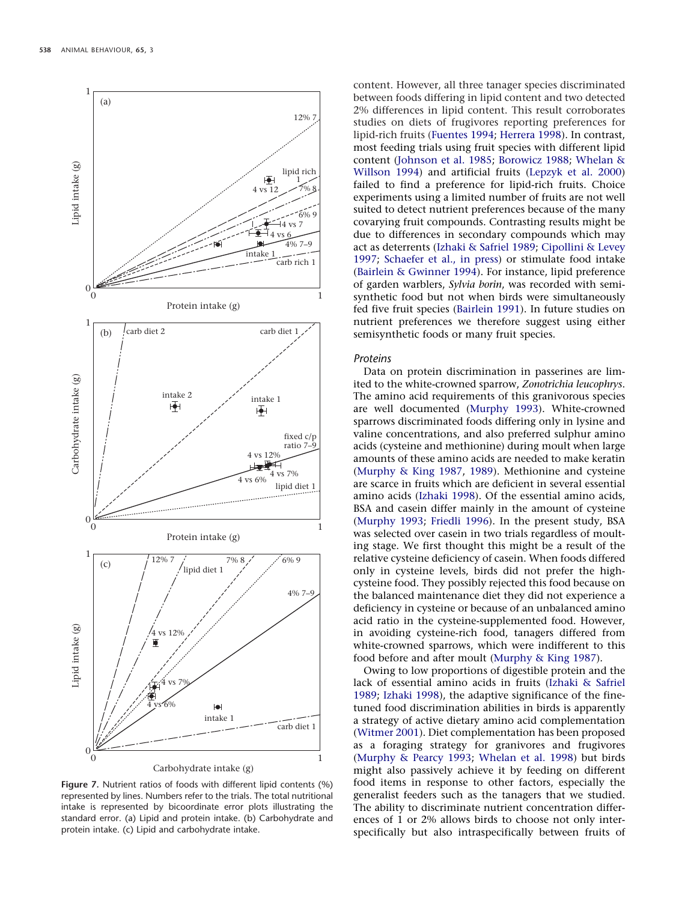Figure 7. Nutrient ratios of foods with different lipid contents (%) represented by lines. Numbers refer to the trials. The total nutritional intake is represented by bicoordinate error plots illustrating the standard error. (a) Lipid and protein intake. (b) Carbohydrate and protein intake. (c) Lipid and carbohydrate intake.

content. However, all three tanager species discriminated between foods differing in lipid content and two detected 2% differences in lipid content. This result corroborates studies on diets of frugivores reporting preferences for lipid-rich fruits (Fuentes 1994; Herrera 1998). In contrast, most feeding trials using fruit species with different lipid content (Johnson et al. 1985; Borowicz 1988; Whelan & Willson 1994) and artificial fruits (Lepzyk et al. 2000) failed to find a preference for lipid-rich fruits. Choice experiments using a limited number of fruits are not well suited to detect nutrient preferences because of the many covarying fruit compounds. Contrasting results might be due to differences in secondary compounds which may act as deterrents (Izhaki & Safriel 1989; Cipollini & Levey 1997; Schaefer et al., in press) or stimulate food intake (Bairlein & Gwinner 1994). For instance, lipid preference of garden warblers, *Sylvia borin*, was recorded with semisynthetic food but not when birds were simultaneously fed five fruit species (Bairlein 1991). In future studies on nutrient preferences we therefore suggest using either semisynthetic foods or many fruit species.

### *Proteins*

Data on protein discrimination in passerines are limited to the white-crowned sparrow, *Zonotrichia leucophrys*. The amino acid requirements of this granivorous species are well documented (Murphy 1993). White-crowned sparrows discriminated foods differing only in lysine and valine concentrations, and also preferred sulphur amino acids (cysteine and methionine) during moult when large amounts of these amino acids are needed to make keratin (Murphy & King 1987, 1989). Methionine and cysteine are scarce in fruits which are deficient in several essential amino acids (Izhaki 1998). Of the essential amino acids, BSA and casein differ mainly in the amount of cysteine (Murphy 1993; Friedli 1996). In the present study, BSA was selected over casein in two trials regardless of moulting stage. We first thought this might be a result of the relative cysteine deficiency of casein. When foods differed only in cysteine levels, birds did not prefer the high-cysteine food. They possibly rejected this food because on the balanced maintenance diet they did not experience a deficiency in cysteine or because of an unbalanced amino acid ratio in the cysteine-supplemented food. However, in avoiding cysteine-rich food, tanagers differed from white-crowned sparrows, which were indifferent to this food before and after moult (Murphy & King 1987).

Owing to low proportions of digestible protein and the lack of essential amino acids in fruits (Izhaki & Safriel 1989; Izhaki 1998), the adaptive significance of the fine-tuned food discrimination abilities in birds is apparently a strategy of active dietary amino acid complementation (Witmer 2001). Diet complementation has been proposed as a foraging strategy for granivores and frugivores (Murphy & Pearcy 1993; Whelan et al. 1998) but birds might also passively achieve it by feeding on different food items in response to other factors, especially the generalist feeders such as the tanagers that we studied. The ability to discriminate nutrient concentration differences of 1 or 2% allows birds to choose not only interspecifically but also intraspecifically between fruits of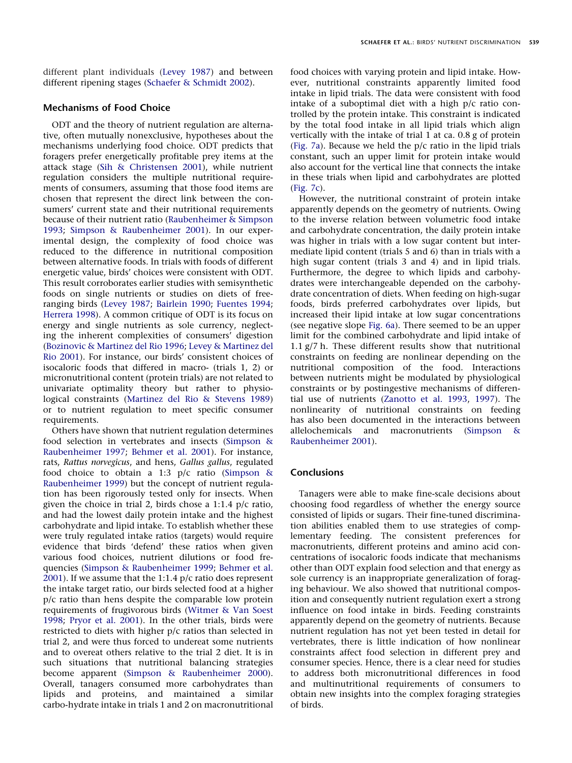different plant individuals (Levey 1987) and between different ripening stages (Schaefer & Schmidt 2002).

## Mechanisms of Food Choice

ODT and the theory of nutrient regulation are alternative, often mutually nonexclusive, hypotheses about the mechanisms underlying food choice. ODT predicts that foragers prefer energetically profitable prey items at the attack stage (Sih & Christensen 2001), while nutrient regulation considers the multiple nutritional requirements of consumers, assuming that those food items are chosen that represent the direct link between the consumers' current state and their nutritional requirements because of their nutrient ratio (Raubenheimer & Simpson 1993; Simpson & Raubenheimer 2001). In our experimental design, the complexity of food choice was reduced to the difference in nutritional composition between alternative foods. In trials with foods of different energetic value, birds' choices were consistent with ODT. This result corroborates earlier studies with semisynthetic foods on single nutrients or studies on diets of free-ranging birds (Levey 1987; Bairlein 1990; Fuentes 1994; Herrera 1998). A common critique of ODT is its focus on energy and single nutrients as sole currency, neglecting the inherent complexities of consumers' digestion (Bozinovic & Martinez del Rio 1996; Levey & Martinez del Rio 2001). For instance, our birds' consistent choices of isocaloric foods that differed in macro- (trials 1, 2) or micronutritional content (protein trials) are not related to univariate optimality theory but rather to physiological constraints (Martinez del Rio & Stevens 1989) or to nutrient regulation to meet specific consumer requirements.

Others have shown that nutrient regulation determines food selection in vertebrates and insects (Simpson & Raubenheimer 1997; Behmer et al. 2001). For instance, rats, *Rattus norvegicus*, and hens, *Gallus gallus*, regulated food choice to obtain a 1:3 p/c ratio (Simpson & Raubenheimer 1999) but the concept of nutrient regulation has been rigorously tested only for insects. When given the choice in trial 2, birds chose a 1:1.4 p/c ratio, and had the lowest daily protein intake and the highest carbohydrate and lipid intake. To establish whether these were truly regulated intake ratios (targets) would require evidence that birds 'defend' these ratios when given various food choices, nutrient dilutions or food frequencies (Simpson & Raubenheimer 1999; Behmer et al. 2001). If we assume that the 1:1.4 p/c ratio does represent the intake target ratio, our birds selected food at a higher p/c ratio than hens despite the comparable low protein requirements of frugivorous birds (Witmer & Van Soest 1998; Pryor et al. 2001). In the other trials, birds were restricted to diets with higher p/c ratios than selected in trial 2, and were thus forced to undereat some nutrients and to overeat others relative to the trial 2 diet. It is in such situations that nutritional balancing strategies become apparent (Simpson & Raubenheimer 2000). Overall, tanagers consumed more carbohydrates than lipids and proteins, and maintained a similar carbo-hydrate intake in trials 1 and 2 on macronutritional food choices with varying protein and lipid intake. However, nutritional constraints apparently limited food intake in lipid trials. The data were consistent with food intake of a suboptimal diet with a high p/c ratio controlled by the protein intake. This constraint is indicated by the total food intake in all lipid trials which align vertically with the intake of trial 1 at ca. 0.8 g of protein (Fig. 7a). Because we held the p/c ratio in the lipid trials constant, such an upper limit for protein intake would also account for the vertical line that connects the intake in these trials when lipid and carbohydrates are plotted (Fig. 7c).

However, the nutritional constraint of protein intake apparently depends on the geometry of nutrients. Owing to the inverse relation between volumetric food intake and carbohydrate concentration, the daily protein intake was higher in trials with a low sugar content but intermediate lipid content (trials 5 and 6) than in trials with a high sugar content (trials 3 and 4) and in lipid trials. Furthermore, the degree to which lipids and carbohydrates were interchangeable depended on the carbohydrate concentration of diets. When feeding on high-sugar foods, birds preferred carbohydrates over lipids, but increased their lipid intake at low sugar concentrations (see negative slope Fig. 6a). There seemed to be an upper limit for the combined carbohydrate and lipid intake of 1.1 g/7 h. These different results show that nutritional constraints on feeding are nonlinear depending on the nutritional composition of the food. Interactions between nutrients might be modulated by physiological constraints or by postingestive mechanisms of differential use of nutrients (Zanotto et al. 1993, 1997). The nonlinearity of nutritional constraints on feeding has also been documented in the interactions between allelochemicals and macronutrients (Simpson & Raubenheimer 2001).

## Conclusions

Tanagers were able to make fine-scale decisions about choosing food regardless of whether the energy source consisted of lipids or sugars. Their fine-tuned discrimination abilities enabled them to use strategies of complementary feeding. The consistent preferences for macronutrients, different proteins and amino acid concentrations of isocaloric foods indicate that mechanisms other than ODT explain food selection and that energy as sole currency is an inappropriate generalization of foraging behaviour. We also showed that nutritional composition and consequently nutrient regulation exert a strong influence on food intake in birds. Feeding constraints apparently depend on the geometry of nutrients. Because nutrient regulation has not yet been tested in detail for vertebrates, there is little indication of how nonlinear constraints affect food selection in different prey and consumer species. Hence, there is a clear need for studies to address both micronutritional differences in food and multinutritional requirements of consumers to obtain new insights into the complex foraging strategies of birds.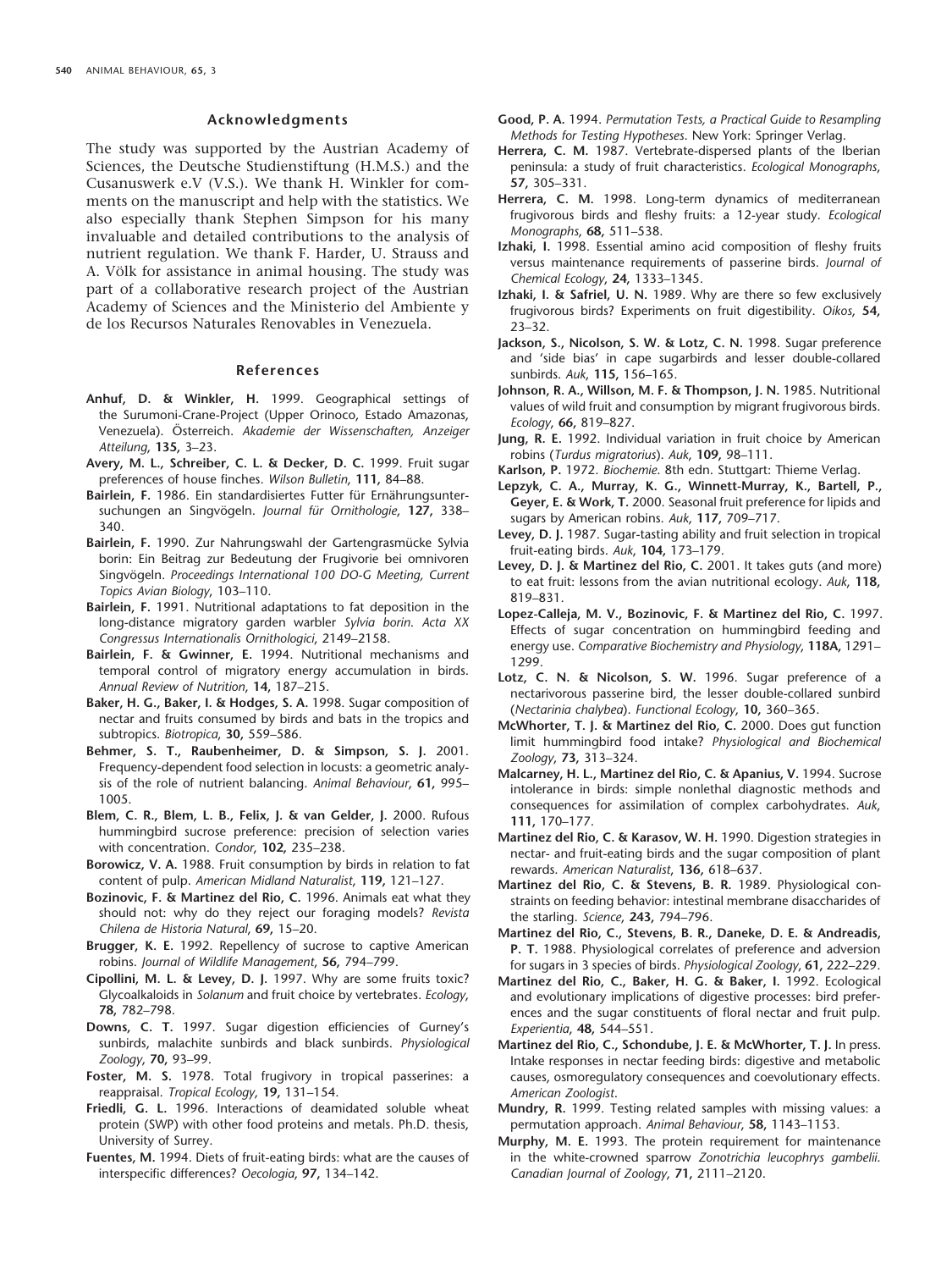## Acknowledgments

The study was supported by the Austrian Academy of Sciences, the Deutsche Studienstiftung (H.M.S.) and the Cusanuswerk e.V (V.S.). We thank H. Winkler for comments on the manuscript and help with the statistics. We also especially thank Stephen Simpson for his many invaluable and detailed contributions to the analysis of nutrient regulation. We thank F. Harder, U. Strauss and A. Völk for assistance in animal housing. The study was part of a collaborative research project of the Austrian Academy of Sciences and the Ministerio del Ambiente y de los Recursos Naturales Renovables in Venezuela.

## References

**Anhuf, D. & Winkler, H.** 1999. Geographical settings of the Surumoni-Crane-Project (Upper Orinoco, Estado Amazonas, Venezuela). Österreich. *Akademie der Wissenschaften, Anzeiger Atteilung*, **135,** 3–23.

**Avery, M. L., Schreiber, C. L. & Decker, D. C.** 1999. Fruit sugar preferences of house finches. *Wilson Bulletin*, **111,** 84–88.

**Bairlein, F.** 1986. Ein standardisiertes Futter für Ernährungsuntersuchungen an Singvögeln. *Journal für Ornithologie*, **127,** 338–340.

**Bairlein, F.** 1990. Zur Nahrungswahl der Gartengrasmücke Sylvia borin: Ein Beitrag zur Bedeutung der Frugivorie bei omnivoren Singvögeln. *Proceedings International 100 DO-G Meeting, Current Topics Avian Biology*, 103–110.

**Bairlein, F.** 1991. Nutritional adaptations to fat deposition in the long-distance migratory garden warbler *Sylvia borin*. *Acta XX Congressus Internationalis Ornithologici*, 2149–2158.

**Bairlein, F. & Gwinner, E.** 1994. Nutritional mechanisms and temporal control of migratory energy accumulation in birds. *Annual Review of Nutrition*, **14,** 187–215.

**Baker, H. G., Baker, I. & Hodges, S. A.** 1998. Sugar composition of nectar and fruits consumed by birds and bats in the tropics and subtropics. *Biotropica*, **30,** 559–586.

**Behmer, S. T., Raubenheimer, D. & Simpson, S. J.** 2001. Frequency-dependent food selection in locusts: a geometric analysis of the role of nutrient balancing. *Animal Behaviour*, **61,** 995–1005.

**Blem, C. R., Blem, L. B., Felix, J. & van Gelder, J.** 2000. Rufous hummingbird sucrose preference: precision of selection varies with concentration. *Condor*, **102,** 235–238.

**Borowicz, V. A.** 1988. Fruit consumption by birds in relation to fat content of pulp. *American Midland Naturalist*, **119,** 121–127.

**Bozinovic, F. & Martinez del Rio, C.** 1996. Animals eat what they should not: why do they reject our foraging models? *Revista Chilena de Historia Natural*, **69,** 15–20.

**Brugger, K. E.** 1992. Repellency of sucrose to captive American robins. *Journal of Wildlife Management*, **56,** 794–799.

**Cipollini, M. L. & Levey, D. J.** 1997. Why are some fruits toxic? Glycoalkaloids in *Solanum* and fruit choice by vertebrates. *Ecology*, **78,** 782–798.

**Downs, C. T.** 1997. Sugar digestion efficiencies of Gurney's sunbirds, malachite sunbirds and black sunbirds. *Physiological Zoology*, **70,** 93–99.

**Foster, M. S.** 1978. Total frugivory in tropical passerines: a reappraisal. *Tropical Ecology*, **19,** 131–154.

**Friedli, G. L.** 1996. Interactions of deamidated soluble wheat protein (SWP) with other food proteins and metals. Ph.D. thesis, University of Surrey.

**Fuentes, M.** 1994. Diets of fruit-eating birds: what are the causes of interspecific differences? *Oecologia*, **97,** 134–142.

**Good, P. A.** 1994. *Permutation Tests, a Practical Guide to Resampling Methods for Testing Hypotheses*. New York: Springer Verlag.

**Herrera, C. M.** 1987. Vertebrate-dispersed plants of the Iberian peninsula: a study of fruit characteristics. *Ecological Monographs*, **57,** 305–331.

**Herrera, C. M.** 1998. Long-term dynamics of mediterranean frugivorous birds and fleshy fruits: a 12-year study. *Ecological Monographs*, **68,** 511–538.

**Izhaki, I.** 1998. Essential amino acid composition of fleshy fruits versus maintenance requirements of passerine birds. *Journal of Chemical Ecology*, **24,** 1333–1345.

**Izhaki, I. & Safriel, U. N.** 1989. Why are there so few exclusively frugivorous birds? Experiments on fruit digestibility. *Oikos*, **54,** 23–32.

**Jackson, S., Nicolson, S. W. & Lotz, C. N.** 1998. Sugar preference and 'side bias' in cape sugarbirds and lesser double-collared sunbirds. *Auk*, **115,** 156–165.

**Johnson, R. A., Willson, M. F. & Thompson, J. N.** 1985. Nutritional values of wild fruit and consumption by migrant frugivorous birds. *Ecology*, **66,** 819–827.

**Jung, R. E.** 1992. Individual variation in fruit choice by American robins (*Turdus migratorius*). *Auk*, **109,** 98–111.

**Karlson, P.** 1972. *Biochemie*. 8th edn. Stuttgart: Thieme Verlag.

**Lepzyk, C. A., Murray, K. G., Winnett-Murray, K., Bartell, P., Geyer, E. & Work, T.** 2000. Seasonal fruit preference for lipids and sugars by American robins. *Auk*, **117,** 709–717.

**Levey, D. J.** 1987. Sugar-tasting ability and fruit selection in tropical fruit-eating birds. *Auk*, **104,** 173–179.

**Levey, D. J. & Martinez del Rio, C.** 2001. It takes guts (and more) to eat fruit: lessons from the avian nutritional ecology. *Auk*, **118,** 819–831.

**Lopez-Calleja, M. V., Bozinovic, F. & Martinez del Rio, C.** 1997. Effects of sugar concentration on hummingbird feeding and energy use. *Comparative Biochemistry and Physiology*, **118A,** 1291–1299.

**Lotz, C. N. & Nicolson, S. W.** 1996. Sugar preference of a nectarivorous passerine bird, the lesser double-collared sunbird (*Nectarinia chalybea*). *Functional Ecology*, **10,** 360–365.

**McWhorter, T. J. & Martinez del Rio, C.** 2000. Does gut function limit hummingbird food intake? *Physiological and Biochemical Zoology*, **73,** 313–324.

**Malcarney, H. L., Martinez del Rio, C. & Apanius, V.** 1994. Sucrose intolerance in birds: simple nonlethal diagnostic methods and consequences for assimilation of complex carbohydrates. *Auk*, **111,** 170–177.

**Martinez del Rio, C. & Karasov, W. H.** 1990. Digestion strategies in nectar- and fruit-eating birds and the sugar composition of plant rewards. *American Naturalist*, **136,** 618–637.

**Martinez del Rio, C. & Stevens, B. R.** 1989. Physiological constraints on feeding behavior: intestinal membrane disaccharides of the starling. *Science*, **243,** 794–796.

**Martinez del Rio, C., Stevens, B. R., Daneke, D. E. & Andreadis, P. T.** 1988. Physiological correlates of preference and adversion for sugars in 3 species of birds. *Physiological Zoology*, **61,** 222–229.

**Martinez del Rio, C., Baker, H. G. & Baker, I.** 1992. Ecological and evolutionary implications of digestive processes: bird preferences and the sugar constituents of floral nectar and fruit pulp. *Experientia*, **48,** 544–551.

**Martinez del Rio, C., Schondube, J. E. & McWhorter, T. J.** In press. Intake responses in nectar feeding birds: digestive and metabolic causes, osmoregulatory consequences and coevolutionary effects. *American Zoologist*.

**Mundry, R.** 1999. Testing related samples with missing values: a permutation approach. *Animal Behaviour*, **58,** 1143–1153.

**Murphy, M. E.** 1993. The protein requirement for maintenance in the white-crowned sparrow *Zonotrichia leucophrys gambelii*. *Canadian Journal of Zoology*, **71,** 2111–2120.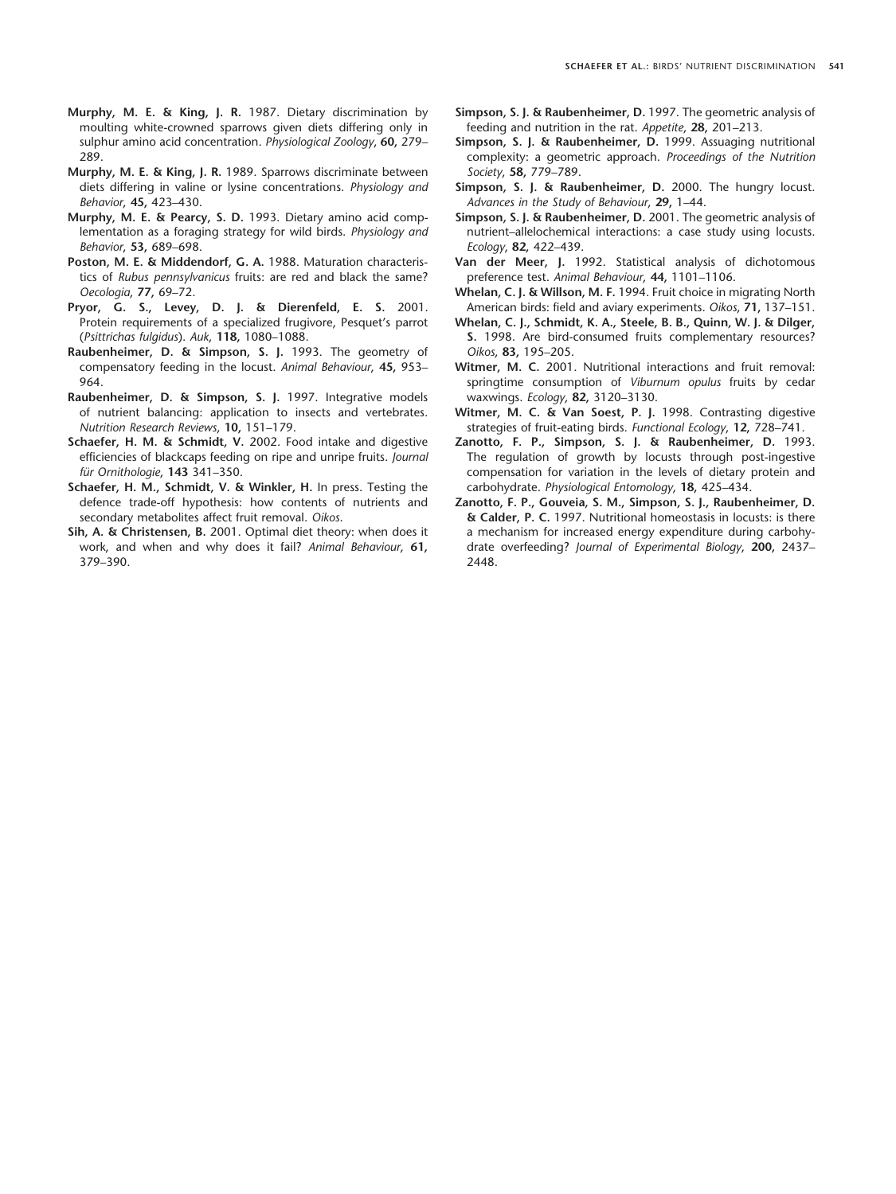**Murphy, M. E. & King, J. R.** 1987. Dietary discrimination by moulting white-crowned sparrows given diets differing only in sulphur amino acid concentration. *Physiological Zoology*, **60,** 279–289.

**Murphy, M. E. & King, J. R.** 1989. Sparrows discriminate between diets differing in valine or lysine concentrations. *Physiology and Behavior*, **45,** 423–430.

**Murphy, M. E. & Pearcy, S. D.** 1993. Dietary amino acid complementation as a foraging strategy for wild birds. *Physiology and Behavior*, **53,** 689–698.

**Poston, M. E. & Middendorf, G. A.** 1988. Maturation characteristics of *Rubus pennsylvanicus* fruits: are red and black the same? *Oecologia*, **77,** 69–72.

**Pryor, G. S., Levey, D. J. & Dierenfeld, E. S.** 2001. Protein requirements of a specialized frugivore, Pesquet's parrot (*Psittrichas fulgidus*). *Auk*, **118,** 1080–1088.

**Raubenheimer, D. & Simpson, S. J.** 1993. The geometry of compensatory feeding in the locust. *Animal Behaviour*, **45,** 953–964.

**Raubenheimer, D. & Simpson, S. J.** 1997. Integrative models of nutrient balancing: application to insects and vertebrates. *Nutrition Research Reviews*, **10,** 151–179.

**Schaefer, H. M. & Schmidt, V.** 2002. Food intake and digestive efficiencies of blackcaps feeding on ripe and unripe fruits. *Journal für Ornithologie*, **143** 341–350.

**Schaefer, H. M., Schmidt, V. & Winkler, H.** In press. Testing the defence trade-off hypothesis: how contents of nutrients and secondary metabolites affect fruit removal. *Oikos*.

**Sih, A. & Christensen, B.** 2001. Optimal diet theory: when does it work, and when and why does it fail? *Animal Behaviour*, **61,** 379–390.

**Simpson, S. J. & Raubenheimer, D.** 1997. The geometric analysis of feeding and nutrition in the rat. *Appetite*, **28,** 201–213.

**Simpson, S. J. & Raubenheimer, D.** 1999. Assuaging nutritional complexity: a geometric approach. *Proceedings of the Nutrition Society*, **58,** 779–789.

**Simpson, S. J. & Raubenheimer, D.** 2000. The hungry locust. *Advances in the Study of Behaviour*, **29,** 1–44.

**Simpson, S. J. & Raubenheimer, D.** 2001. The geometric analysis of nutrient–allelochemical interactions: a case study using locusts. *Ecology*, **82,** 422–439.

**Van der Meer, J.** 1992. Statistical analysis of dichotomous preference test. *Animal Behaviour*, **44,** 1101–1106.

**Whelan, C. J. & Willson, M. F.** 1994. Fruit choice in migrating North American birds: field and aviary experiments. *Oikos*, **71,** 137–151.

**Whelan, C. J., Schmidt, K. A., Steele, B. B., Quinn, W. J. & Dilger, S.** 1998. Are bird-consumed fruits complementary resources? *Oikos*, **83,** 195–205.

**Witmer, M. C.** 2001. Nutritional interactions and fruit removal: springtime consumption of *Viburnum opulus* fruits by cedar waxwings. *Ecology*, **82,** 3120–3130.

**Witmer, M. C. & Van Soest, P. J.** 1998. Contrasting digestive strategies of fruit-eating birds. *Functional Ecology*, **12,** 728–741.

**Zanotto, F. P., Simpson, S. J. & Raubenheimer, D.** 1993. The regulation of growth by locusts through post-ingestive compensation for variation in the levels of dietary protein and carbohydrate. *Physiological Entomology*, **18,** 425–434.

**Zanotto, F. P., Gouveia, S. M., Simpson, S. J., Raubenheimer, D. & Calder, P. C.** 1997. Nutritional homeostasis in locusts: is there a mechanism for increased energy expenditure during carbohydrate overfeeding? *Journal of Experimental Biology*, **200,** 2437–2448.